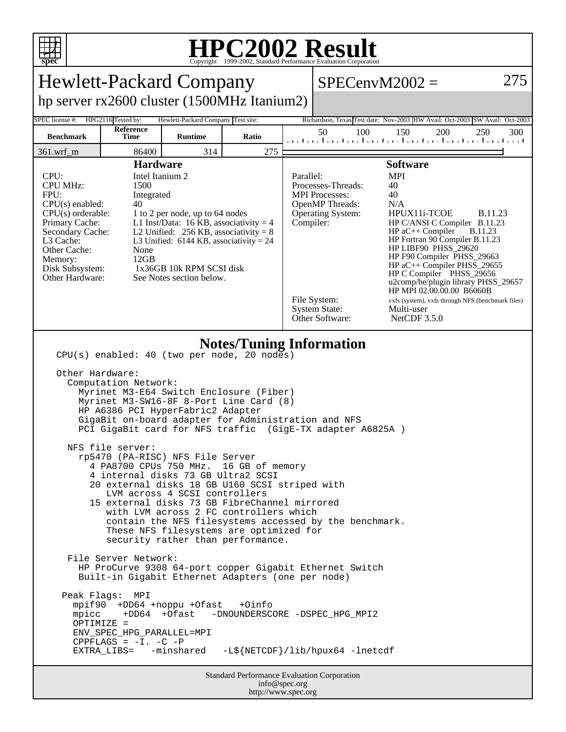# HPC2002 Result

Copyright 1999-2002, Standard Performance Evaluation Corporation

## Hewlett-Packard Company

hp server rx2600 cluster (1500MHz Itanium2)

SPECenvM2002 = 275

| SPEC license #: | HPG2116 | Tested by: | Hewlett-Packard Company | Test site: | Richardson, Texas | Test date: | Nov-2003 | HW Avail: | Oct-2003 | SW Avail: | Oct-2003 |
|---|---|---|---|---|---|---|---|---|---|---|---|

| Benchmark | Reference Time | Runtime | Ratio |
|---|---|---|---|
| 361.wrf_m | 86400 | 314 | 275 |

### Hardware

| | |
|---|---|
| CPU: | Intel Itanium 2 |
| CPU MHz: | 1500 |
| FPU: | Integrated |
| CPU(s) enabled: | 40 |
| CPU(s) orderable: | 1 to 2 per node, up to 64 nodes |
| Primary Cache: | L1 Inst/Data: 16 KB, associativity = 4 |
| Secondary Cache: | L2 Unified: 256 KB, associativity = 8 |
| L3 Cache: | L3 Unified: 6144 KB, associativity = 24 |
| Other Cache: | None |
| Memory: | 12GB |
| Disk Subsystem: | 1x36GB 10k RPM SCSI disk |
| Other Hardware: | See Notes section below. |

### Software

| | |
|---|---|
| Parallel: | MPI |
| Processes-Threads: | 40 |
| MPI Processes: | 40 |
| OpenMP Threads: | N/A |
| Operating System: | HPUX11i-TCOE B.11.23 |
| Compiler: | HP C/ANSI C Compiler B.11.23<br>HP aC++ Compiler B.11.23<br>HP Fortran 90 Compiler B.11.23<br>HP LIBF90 PHSS_29620<br>HP F90 Compiler PHSS_29663<br>HP aC++ Compiler PHSS_29655<br>HP C Compiler PHSS_29656<br>u2comp/be/plugin library PHSS_29657<br>HP MPI 02.00.00.00 B6060B |
| File System: | vxfs (system), vxfs through NFS (benchmark files) |
| System State: | Multi-user |
| Other Software: | NetCDF 3.5.0 |

### Notes/Tuning Information

```
CPU(s) enabled: 40 (two per node, 20 nodes)

Other Hardware:
  Computation Network:
    Myrinet M3-E64 Switch Enclosure (Fiber)
    Myrinet M3-SW16-8F 8-Port Line Card (8)
    HP A6386 PCI HyperFabric2 Adapter
    GigaBit on-board adapter for Administration and NFS
    PCI GigaBit card for NFS traffic  (GigE-TX adapter A6825A )

  NFS file server:
    rp5470 (PA-RISC) NFS File Server
      4 PA8700 CPUs 750 MHz.  16 GB of memory
      4 internal disks 73 GB Ultra2 SCSI
      20 external disks 18 GB U160 SCSI striped with
         LVM across 4 SCSI controllers
      15 external disks 73 GB FibreChannel mirrored
         with LVM across 2 FC controllers which
         contain the NFS filesystems accessed by the benchmark.
         These NFS filesystems are optimized for
         security rather than performance.

  File Server Network:
    HP ProCurve 9308 64-port copper Gigabit Ethernet Switch
    Built-in Gigabit Ethernet Adapters (one per node)

 Peak Flags:  MPI
   mpif90  +DD64 +noppu +Ofast   +Oinfo
   mpicc    +DD64  +Ofast   -DNOUNDERSCORE -DSPEC_HPG_MPI2
   OPTIMIZE =
   ENV_SPEC_HPG_PARALLEL=MPI
   CPPFLAGS = -I. -C -P
   EXTRA_LIBS=   -minshared   -L${NETCDF}/lib/hpux64 -lnetcdf
```

Standard Performance Evaluation Corporation
info@spec.org
http://www.spec.org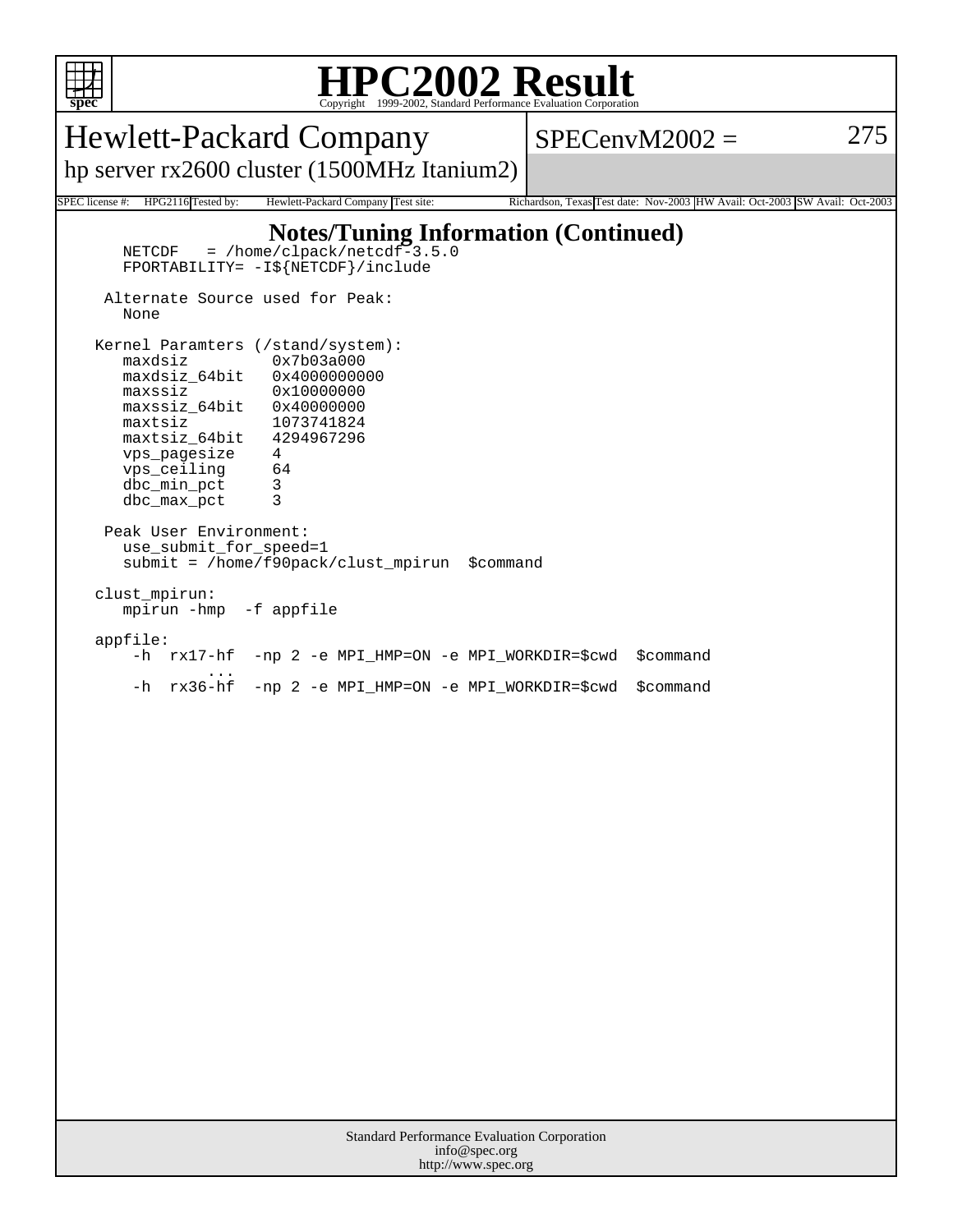# HPC2002 Result

Copyright 1999-2002, Standard Performance Evaluation Corporation

## Hewlett-Packard Company

hp server rx2600 cluster (1500MHz Itanium2)

SPECenvM2002 = 275

| SPEC license #: | HPG2116 | Tested by: | Hewlett-Packard Company | Test site: | Richardson, Texas | Test date: | Nov-2003 | HW Avail: | Oct-2003 | SW Avail: | Oct-2003 |
|---|---|---|---|---|---|---|---|---|---|---|---|

### Notes/Tuning Information (Continued)

```
   NETCDF   = /home/clpack/netcdf-3.5.0
   FPORTABILITY= -I${NETCDF}/include

  Alternate Source used for Peak:
   None

 Kernel Paramters (/stand/system):
   maxdsiz         0x7b03a000
   maxdsiz_64bit   0x4000000000
   maxssiz         0x10000000
   maxssiz_64bit   0x40000000
   maxtsiz         1073741824
   maxtsiz_64bit   4294967296
   vps_pagesize    4
   vps_ceiling     64
   dbc_min_pct     3
   dbc_max_pct     3

  Peak User Environment:
   use_submit_for_speed=1
   submit = /home/f90pack/clust_mpirun  $command

 clust_mpirun:
   mpirun -hmp  -f appfile

 appfile:
    -h  rx17-hf  -np 2 -e MPI_HMP=ON -e MPI_WORKDIR=$cwd  $command
          ...
    -h  rx36-hf  -np 2 -e MPI_HMP=ON -e MPI_WORKDIR=$cwd  $command
```

Standard Performance Evaluation Corporation
info@spec.org
http://www.spec.org